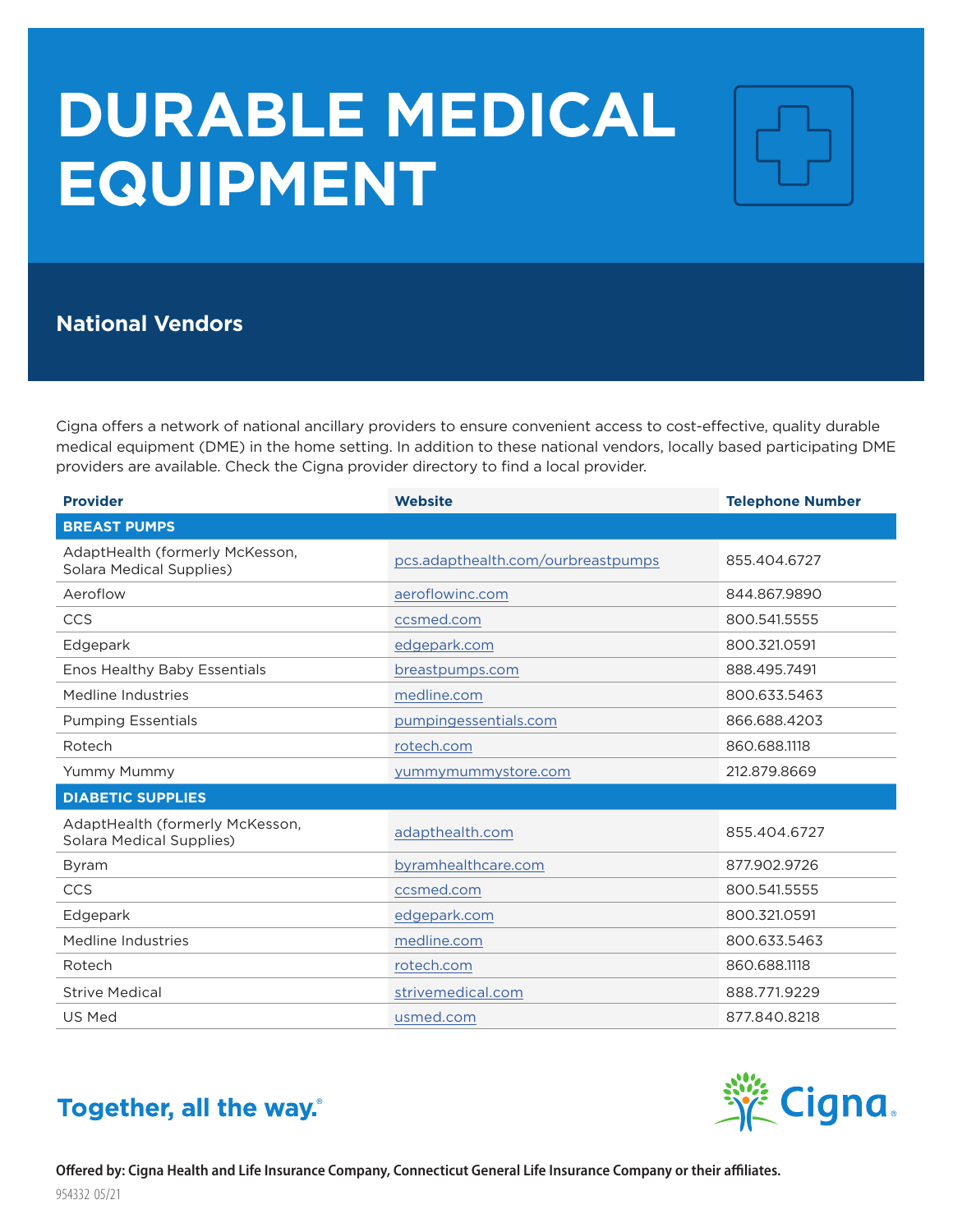# DURABLE MEDICAL EQUIPMENT

## National Vendors

Cigna offers a network of national ancillary providers to ensure convenient access to cost-effective, quality durable medical equipment (DME) in the home setting. In addition to these national vendors, locally based participating DME providers are available. Check the Cigna provider directory to find a local provider.

| Provider | Website | Telephone Number |
|---|---|---|
| **BREAST PUMPS** | | |
| AdaptHealth (formerly McKesson, Solara Medical Supplies) | pcs.adapthealth.com/ourbreastpumps | 855.404.6727 |
| Aeroflow | aeroflowinc.com | 844.867.9890 |
| CCS | ccsmed.com | 800.541.5555 |
| Edgepark | edgepark.com | 800.321.0591 |
| Enos Healthy Baby Essentials | breastpumps.com | 888.495.7491 |
| Medline Industries | medline.com | 800.633.5463 |
| Pumping Essentials | pumpingessentials.com | 866.688.4203 |
| Rotech | rotech.com | 860.688.1118 |
| Yummy Mummy | yummymummystore.com | 212.879.8669 |
| **DIABETIC SUPPLIES** | | |
| AdaptHealth (formerly McKesson, Solara Medical Supplies) | adapthealth.com | 855.404.6727 |
| Byram | byramhealthcare.com | 877.902.9726 |
| CCS | ccsmed.com | 800.541.5555 |
| Edgepark | edgepark.com | 800.321.0591 |
| Medline Industries | medline.com | 800.633.5463 |
| Rotech | rotech.com | 860.688.1118 |
| Strive Medical | strivemedical.com | 888.771.9229 |
| US Med | usmed.com | 877.840.8218 |

Together, all the way.®

Cigna.

**Offered by: Cigna Health and Life Insurance Company, Connecticut General Life Insurance Company or their affiliates.**

954332 05/21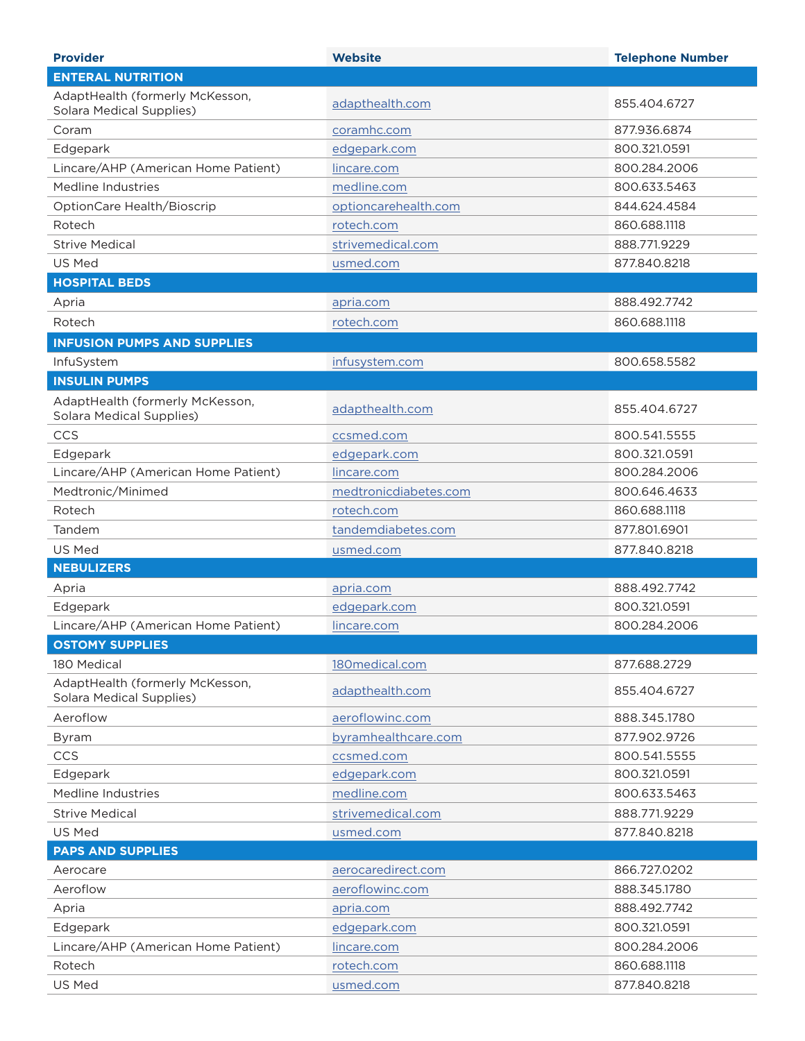| Provider | Website | Telephone Number |
|---|---|---|
| **ENTERAL NUTRITION** | | |
| AdaptHealth (formerly McKesson, Solara Medical Supplies) | adapthealth.com | 855.404.6727 |
| Coram | coramhc.com | 877.936.6874 |
| Edgepark | edgepark.com | 800.321.0591 |
| Lincare/AHP (American Home Patient) | lincare.com | 800.284.2006 |
| Medline Industries | medline.com | 800.633.5463 |
| OptionCare Health/Bioscrip | optioncarehealth.com | 844.624.4584 |
| Rotech | rotech.com | 860.688.1118 |
| Strive Medical | strivemedical.com | 888.771.9229 |
| US Med | usmed.com | 877.840.8218 |
| **HOSPITAL BEDS** | | |
| Apria | apria.com | 888.492.7742 |
| Rotech | rotech.com | 860.688.1118 |
| **INFUSION PUMPS AND SUPPLIES** | | |
| InfuSystem | infusystem.com | 800.658.5582 |
| **INSULIN PUMPS** | | |
| AdaptHealth (formerly McKesson, Solara Medical Supplies) | adapthealth.com | 855.404.6727 |
| CCS | ccsmed.com | 800.541.5555 |
| Edgepark | edgepark.com | 800.321.0591 |
| Lincare/AHP (American Home Patient) | lincare.com | 800.284.2006 |
| Medtronic/Minimed | medtronicdiabetes.com | 800.646.4633 |
| Rotech | rotech.com | 860.688.1118 |
| Tandem | tandemdiabetes.com | 877.801.6901 |
| US Med | usmed.com | 877.840.8218 |
| **NEBULIZERS** | | |
| Apria | apria.com | 888.492.7742 |
| Edgepark | edgepark.com | 800.321.0591 |
| Lincare/AHP (American Home Patient) | lincare.com | 800.284.2006 |
| **OSTOMY SUPPLIES** | | |
| 180 Medical | 180medical.com | 877.688.2729 |
| AdaptHealth (formerly McKesson, Solara Medical Supplies) | adapthealth.com | 855.404.6727 |
| Aeroflow | aeroflowinc.com | 888.345.1780 |
| Byram | byramhealthcare.com | 877.902.9726 |
| CCS | ccsmed.com | 800.541.5555 |
| Edgepark | edgepark.com | 800.321.0591 |
| Medline Industries | medline.com | 800.633.5463 |
| Strive Medical | strivemedical.com | 888.771.9229 |
| US Med | usmed.com | 877.840.8218 |
| **PAPS AND SUPPLIES** | | |
| Aerocare | aerocaredirect.com | 866.727.0202 |
| Aeroflow | aeroflowinc.com | 888.345.1780 |
| Apria | apria.com | 888.492.7742 |
| Edgepark | edgepark.com | 800.321.0591 |
| Lincare/AHP (American Home Patient) | lincare.com | 800.284.2006 |
| Rotech | rotech.com | 860.688.1118 |
| US Med | usmed.com | 877.840.8218 |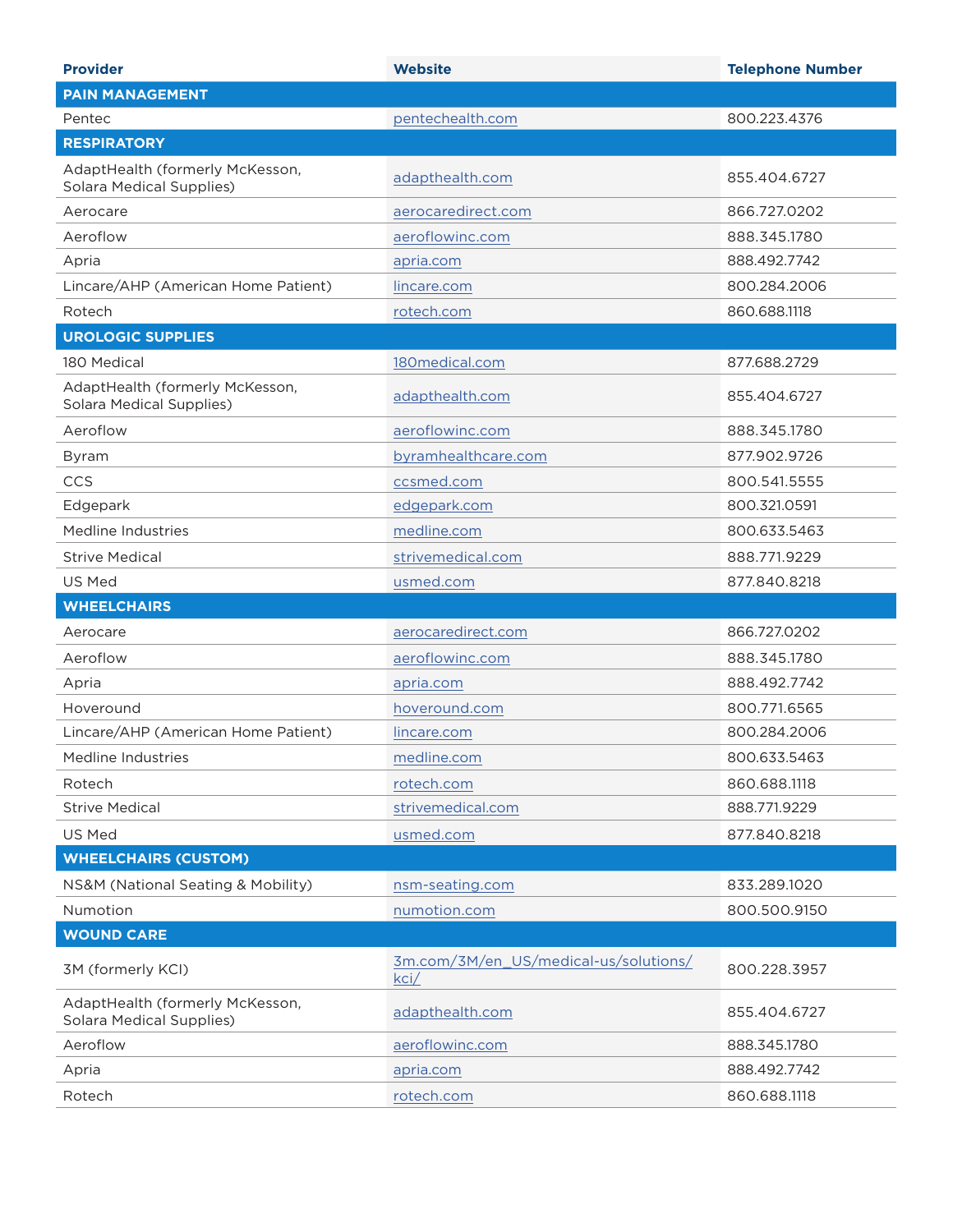| Provider | Website | Telephone Number |
|---|---|---|
| **PAIN MANAGEMENT** | | |
| Pentec | pentechealth.com | 800.223.4376 |
| **RESPIRATORY** | | |
| AdaptHealth (formerly McKesson, Solara Medical Supplies) | adapthealth.com | 855.404.6727 |
| Aerocare | aerocaredirect.com | 866.727.0202 |
| Aeroflow | aeroflowinc.com | 888.345.1780 |
| Apria | apria.com | 888.492.7742 |
| Lincare/AHP (American Home Patient) | lincare.com | 800.284.2006 |
| Rotech | rotech.com | 860.688.1118 |
| **UROLOGIC SUPPLIES** | | |
| 180 Medical | 180medical.com | 877.688.2729 |
| AdaptHealth (formerly McKesson, Solara Medical Supplies) | adapthealth.com | 855.404.6727 |
| Aeroflow | aeroflowinc.com | 888.345.1780 |
| Byram | byramhealthcare.com | 877.902.9726 |
| CCS | ccsmed.com | 800.541.5555 |
| Edgepark | edgepark.com | 800.321.0591 |
| Medline Industries | medline.com | 800.633.5463 |
| Strive Medical | strivemedical.com | 888.771.9229 |
| US Med | usmed.com | 877.840.8218 |
| **WHEELCHAIRS** | | |
| Aerocare | aerocaredirect.com | 866.727.0202 |
| Aeroflow | aeroflowinc.com | 888.345.1780 |
| Apria | apria.com | 888.492.7742 |
| Hoveround | hoveround.com | 800.771.6565 |
| Lincare/AHP (American Home Patient) | lincare.com | 800.284.2006 |
| Medline Industries | medline.com | 800.633.5463 |
| Rotech | rotech.com | 860.688.1118 |
| Strive Medical | strivemedical.com | 888.771.9229 |
| US Med | usmed.com | 877.840.8218 |
| **WHEELCHAIRS (CUSTOM)** | | |
| NS&M (National Seating & Mobility) | nsm-seating.com | 833.289.1020 |
| Numotion | numotion.com | 800.500.9150 |
| **WOUND CARE** | | |
| 3M (formerly KCI) | 3m.com/3M/en_US/medical-us/solutions/kci/ | 800.228.3957 |
| AdaptHealth (formerly McKesson, Solara Medical Supplies) | adapthealth.com | 855.404.6727 |
| Aeroflow | aeroflowinc.com | 888.345.1780 |
| Apria | apria.com | 888.492.7742 |
| Rotech | rotech.com | 860.688.1118 |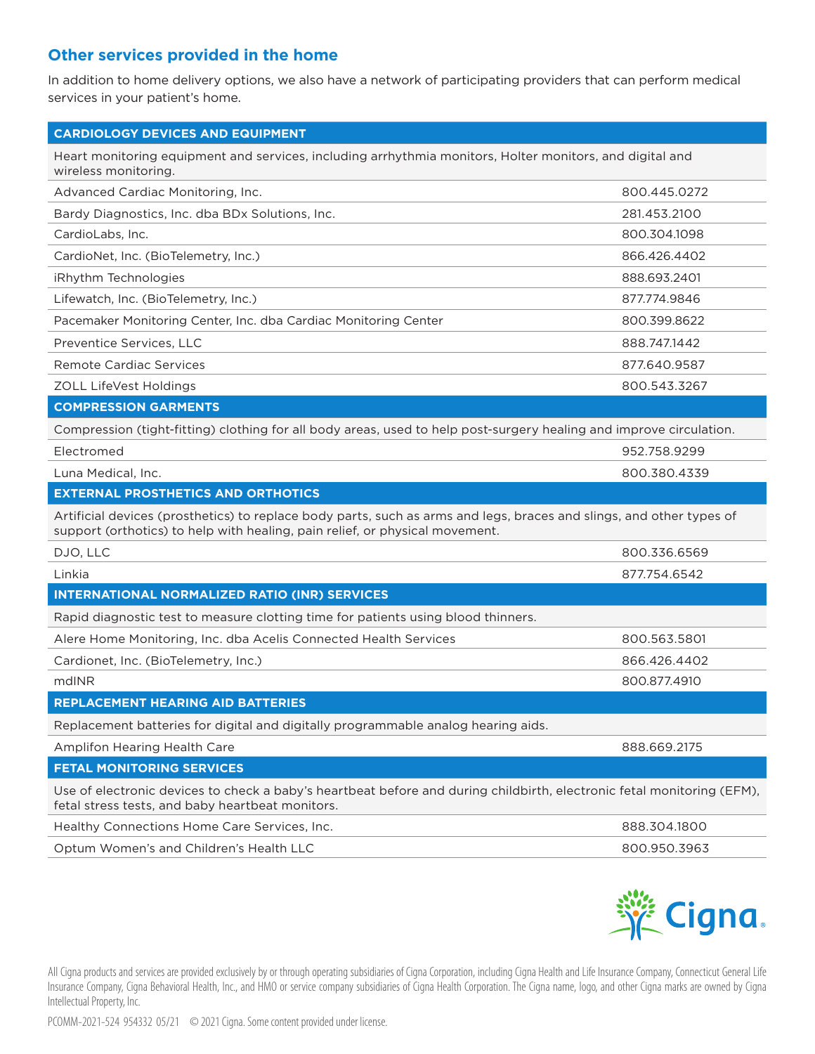## Other services provided in the home

In addition to home delivery options, we also have a network of participating providers that can perform medical services in your patient's home.

| | |
|---|---|
| **CARDIOLOGY DEVICES AND EQUIPMENT** | |
| Heart monitoring equipment and services, including arrhythmia monitors, Holter monitors, and digital and wireless monitoring. | |
| Advanced Cardiac Monitoring, Inc. | 800.445.0272 |
| Bardy Diagnostics, Inc. dba BDx Solutions, Inc. | 281.453.2100 |
| CardioLabs, Inc. | 800.304.1098 |
| CardioNet, Inc. (BioTelemetry, Inc.) | 866.426.4402 |
| iRhythm Technologies | 888.693.2401 |
| Lifewatch, Inc. (BioTelemetry, Inc.) | 877.774.9846 |
| Pacemaker Monitoring Center, Inc. dba Cardiac Monitoring Center | 800.399.8622 |
| Preventice Services, LLC | 888.747.1442 |
| Remote Cardiac Services | 877.640.9587 |
| ZOLL LifeVest Holdings | 800.543.3267 |
| **COMPRESSION GARMENTS** | |
| Compression (tight-fitting) clothing for all body areas, used to help post-surgery healing and improve circulation. | |
| Electromed | 952.758.9299 |
| Luna Medical, Inc. | 800.380.4339 |
| **EXTERNAL PROSTHETICS AND ORTHOTICS** | |
| Artificial devices (prosthetics) to replace body parts, such as arms and legs, braces and slings, and other types of support (orthotics) to help with healing, pain relief, or physical movement. | |
| DJO, LLC | 800.336.6569 |
| Linkia | 877.754.6542 |
| **INTERNATIONAL NORMALIZED RATIO (INR) SERVICES** | |
| Rapid diagnostic test to measure clotting time for patients using blood thinners. | |
| Alere Home Monitoring, Inc. dba Acelis Connected Health Services | 800.563.5801 |
| Cardionet, Inc. (BioTelemetry, Inc.) | 866.426.4402 |
| mdINR | 800.877.4910 |
| **REPLACEMENT HEARING AID BATTERIES** | |
| Replacement batteries for digital and digitally programmable analog hearing aids. | |
| Amplifon Hearing Health Care | 888.669.2175 |
| **FETAL MONITORING SERVICES** | |
| Use of electronic devices to check a baby's heartbeat before and during childbirth, electronic fetal monitoring (EFM), fetal stress tests, and baby heartbeat monitors. | |
| Healthy Connections Home Care Services, Inc. | 888.304.1800 |
| Optum Women's and Children's Health LLC | 800.950.3963 |

Cigna.

All Cigna products and services are provided exclusively by or through operating subsidiaries of Cigna Corporation, including Cigna Health and Life Insurance Company, Connecticut General Life Insurance Company, Cigna Behavioral Health, Inc., and HMO or service company subsidiaries of Cigna Health Corporation. The Cigna name, logo, and other Cigna marks are owned by Cigna Intellectual Property, Inc.

PCOMM-2021-524 954332 05/21 © 2021 Cigna. Some content provided under license.